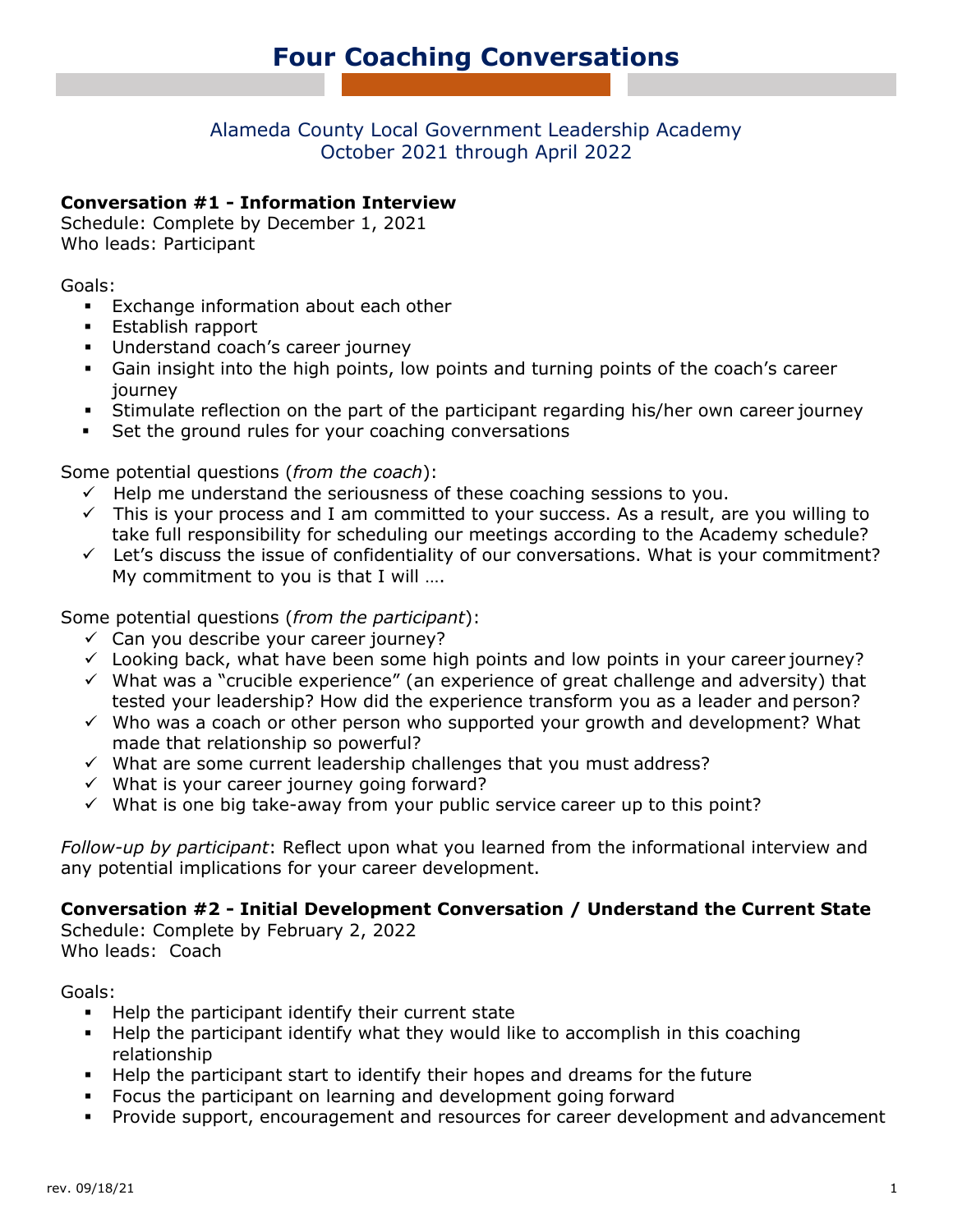# Four Coaching Conversations

Alameda County Local Government Leadership Academy
October 2021 through April 2022

**Conversation #1 - Information Interview**
Schedule: Complete by December 1, 2021
Who leads: Participant

Goals:

- Exchange information about each other
- Establish rapport
- Understand coach's career journey
- Gain insight into the high points, low points and turning points of the coach's career journey
- Stimulate reflection on the part of the participant regarding his/her own career journey
- Set the ground rules for your coaching conversations

Some potential questions (*from the coach*):

- ✓ Help me understand the seriousness of these coaching sessions to you.
- ✓ This is your process and I am committed to your success. As a result, are you willing to take full responsibility for scheduling our meetings according to the Academy schedule?
- ✓ Let's discuss the issue of confidentiality of our conversations. What is your commitment? My commitment to you is that I will ….

Some potential questions (*from the participant*):

- ✓ Can you describe your career journey?
- ✓ Looking back, what have been some high points and low points in your career journey?
- ✓ What was a "crucible experience" (an experience of great challenge and adversity) that tested your leadership? How did the experience transform you as a leader and person?
- ✓ Who was a coach or other person who supported your growth and development? What made that relationship so powerful?
- ✓ What are some current leadership challenges that you must address?
- ✓ What is your career journey going forward?
- ✓ What is one big take-away from your public service career up to this point?

*Follow-up by participant*: Reflect upon what you learned from the informational interview and any potential implications for your career development.

**Conversation #2 - Initial Development Conversation / Understand the Current State**
Schedule: Complete by February 2, 2022
Who leads: Coach

Goals:

- Help the participant identify their current state
- Help the participant identify what they would like to accomplish in this coaching relationship
- Help the participant start to identify their hopes and dreams for the future
- Focus the participant on learning and development going forward
- Provide support, encouragement and resources for career development and advancement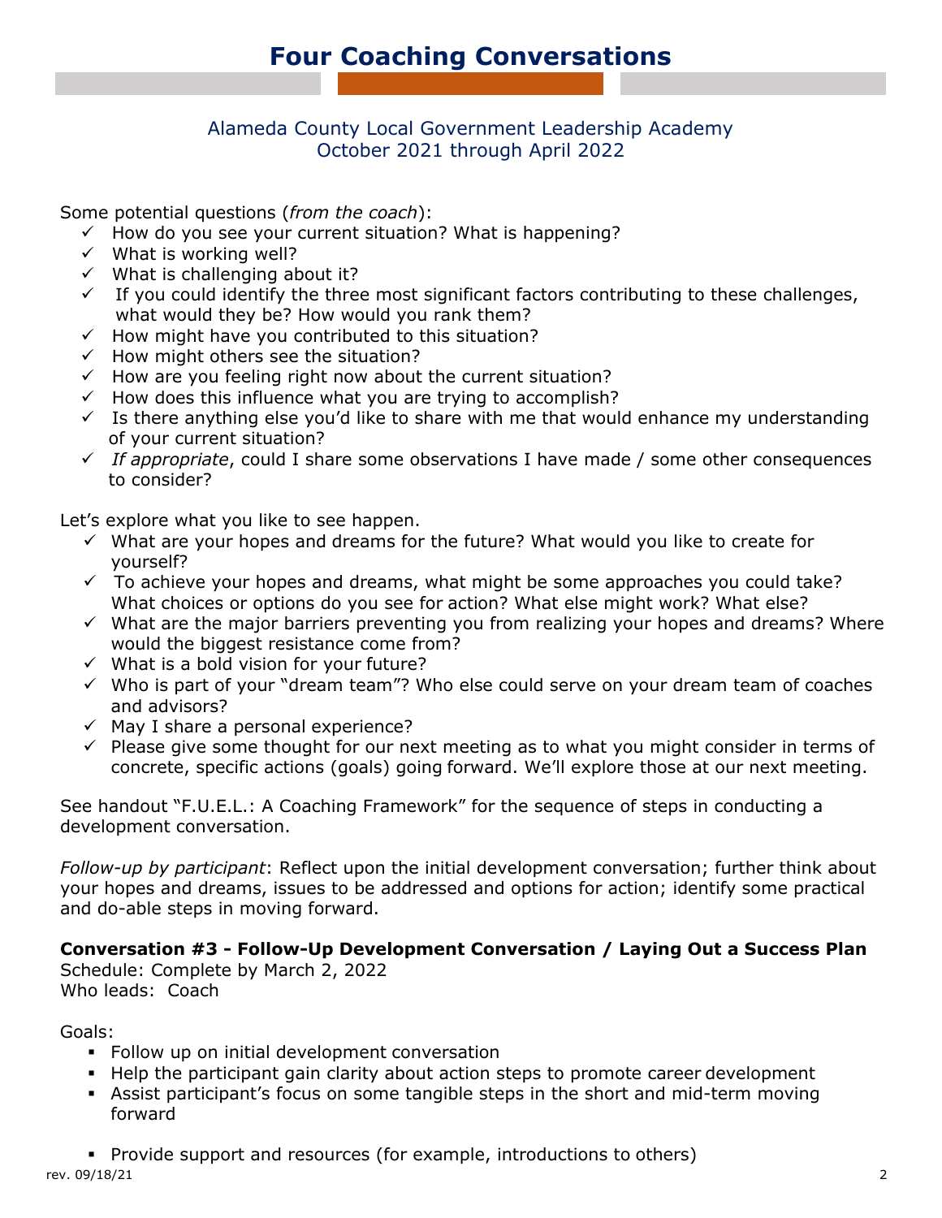# Four Coaching Conversations

Alameda County Local Government Leadership Academy
October 2021 through April 2022

Some potential questions (*from the coach*):

- ✓ How do you see your current situation? What is happening?
- ✓ What is working well?
- ✓ What is challenging about it?
- ✓ If you could identify the three most significant factors contributing to these challenges, what would they be? How would you rank them?
- ✓ How might have you contributed to this situation?
- ✓ How might others see the situation?
- ✓ How are you feeling right now about the current situation?
- ✓ How does this influence what you are trying to accomplish?
- ✓ Is there anything else you'd like to share with me that would enhance my understanding of your current situation?
- ✓ *If appropriate*, could I share some observations I have made / some other consequences to consider?

Let's explore what you like to see happen.

- ✓ What are your hopes and dreams for the future? What would you like to create for yourself?
- ✓ To achieve your hopes and dreams, what might be some approaches you could take? What choices or options do you see for action? What else might work? What else?
- ✓ What are the major barriers preventing you from realizing your hopes and dreams? Where would the biggest resistance come from?
- ✓ What is a bold vision for your future?
- ✓ Who is part of your "dream team"? Who else could serve on your dream team of coaches and advisors?
- ✓ May I share a personal experience?
- ✓ Please give some thought for our next meeting as to what you might consider in terms of concrete, specific actions (goals) going forward. We'll explore those at our next meeting.

See handout "F.U.E.L.: A Coaching Framework" for the sequence of steps in conducting a development conversation.

*Follow-up by participant*: Reflect upon the initial development conversation; further think about your hopes and dreams, issues to be addressed and options for action; identify some practical and do-able steps in moving forward.

**Conversation #3 - Follow-Up Development Conversation / Laying Out a Success Plan**
Schedule: Complete by March 2, 2022
Who leads: Coach

Goals:

- Follow up on initial development conversation
- Help the participant gain clarity about action steps to promote career development
- Assist participant's focus on some tangible steps in the short and mid-term moving forward
- Provide support and resources (for example, introductions to others)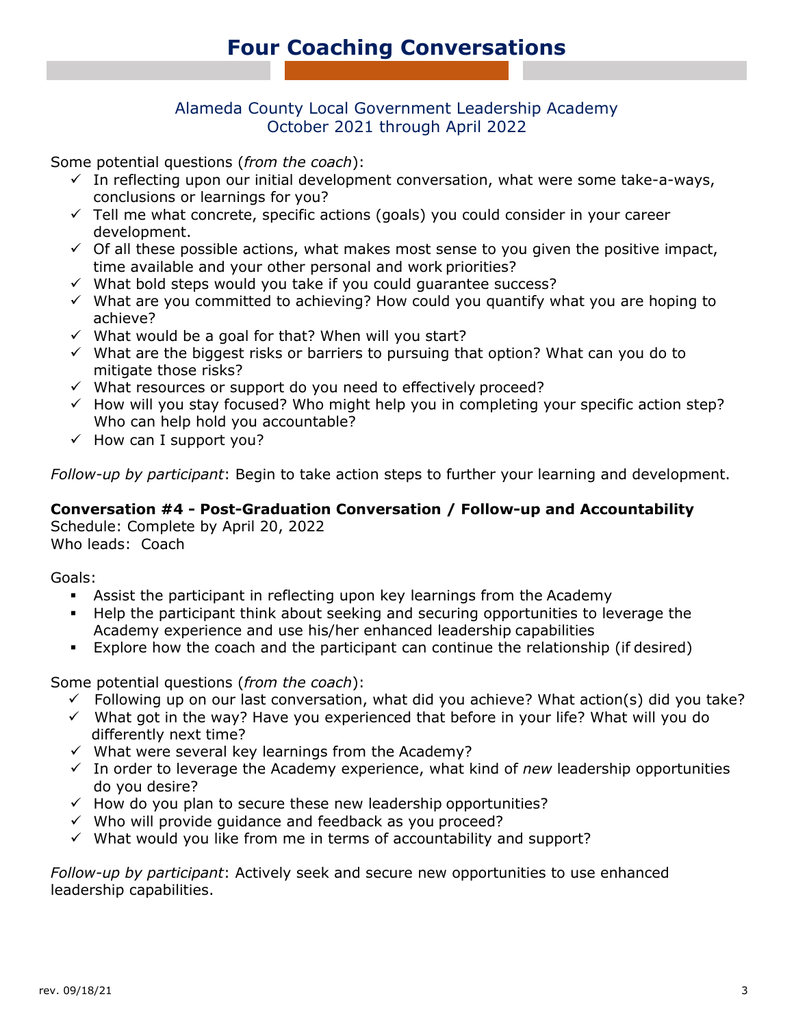# Four Coaching Conversations

Alameda County Local Government Leadership Academy
October 2021 through April 2022

Some potential questions (*from the coach*):

- ✓ In reflecting upon our initial development conversation, what were some take-a-ways, conclusions or learnings for you?
- ✓ Tell me what concrete, specific actions (goals) you could consider in your career development.
- ✓ Of all these possible actions, what makes most sense to you given the positive impact, time available and your other personal and work priorities?
- ✓ What bold steps would you take if you could guarantee success?
- ✓ What are you committed to achieving? How could you quantify what you are hoping to achieve?
- ✓ What would be a goal for that? When will you start?
- ✓ What are the biggest risks or barriers to pursuing that option? What can you do to mitigate those risks?
- ✓ What resources or support do you need to effectively proceed?
- ✓ How will you stay focused? Who might help you in completing your specific action step? Who can help hold you accountable?
- ✓ How can I support you?

*Follow-up by participant*: Begin to take action steps to further your learning and development.

**Conversation #4 - Post-Graduation Conversation / Follow-up and Accountability**
Schedule: Complete by April 20, 2022
Who leads: Coach

Goals:

- Assist the participant in reflecting upon key learnings from the Academy
- Help the participant think about seeking and securing opportunities to leverage the Academy experience and use his/her enhanced leadership capabilities
- Explore how the coach and the participant can continue the relationship (if desired)

Some potential questions (*from the coach*):

- ✓ Following up on our last conversation, what did you achieve? What action(s) did you take?
- ✓ What got in the way? Have you experienced that before in your life? What will you do differently next time?
- ✓ What were several key learnings from the Academy?
- ✓ In order to leverage the Academy experience, what kind of *new* leadership opportunities do you desire?
- ✓ How do you plan to secure these new leadership opportunities?
- ✓ Who will provide guidance and feedback as you proceed?
- ✓ What would you like from me in terms of accountability and support?

*Follow-up by participant*: Actively seek and secure new opportunities to use enhanced leadership capabilities.

rev. 09/18/21